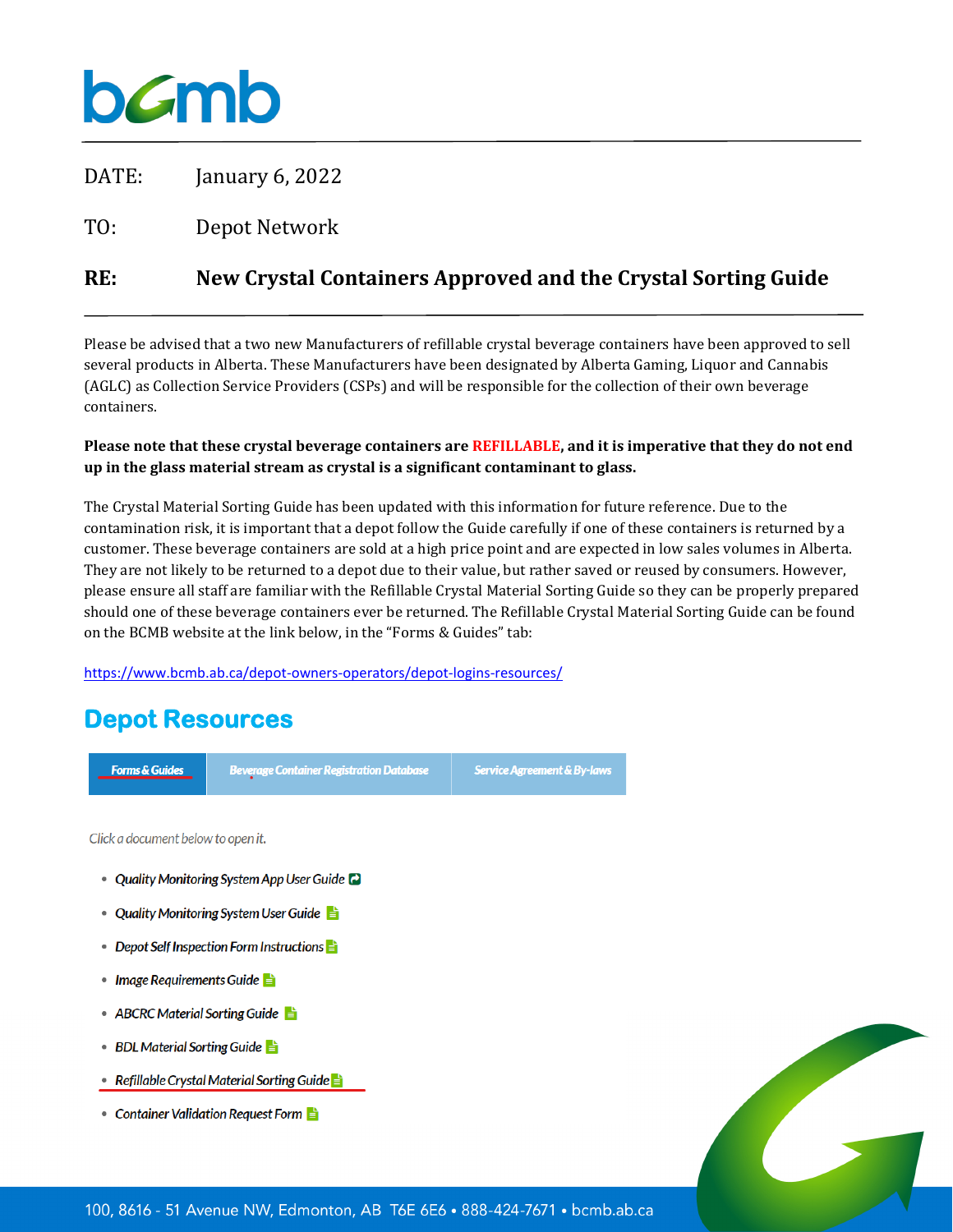DATE: January 6, 2022

TO: Depot Network

**RE: New Crystal Containers Approved and the Crystal Sorting Guide**

Please be advised that a two new Manufacturers of refillable crystal beverage containers have been approved to sell several products in Alberta. These Manufacturers have been designated by Alberta Gaming, Liquor and Cannabis (AGLC) as Collection Service Providers (CSPs) and will be responsible for the collection of their own beverage containers.

**Please note that these crystal beverage containers are REFILLABLE, and it is imperative that they do not end up in the glass material stream as crystal is a significant contaminant to glass.**

The Crystal Material Sorting Guide has been updated with this information for future reference. Due to the contamination risk, it is important that a depot follow the Guide carefully if one of these containers is returned by a customer. These beverage containers are sold at a high price point and are expected in low sales volumes in Alberta. They are not likely to be returned to a depot due to their value, but rather saved or reused by consumers. However, please ensure all staff are familiar with the Refillable Crystal Material Sorting Guide so they can be properly prepared should one of these beverage containers ever be returned. The Refillable Crystal Material Sorting Guide can be found on the BCMB website at the link below, in the "Forms & Guides" tab:

https://www.bcmb.ab.ca/depot-owners-operators/depot-logins-resources/

## Depot Resources

Forms & Guides | Beverage Container Registration Database | Service Agreement & By-laws

*Click a document below to open it.*

- *Quality Monitoring System App User Guide*
- *Quality Monitoring System User Guide*
- *Depot Self Inspection Form Instructions*
- *Image Requirements Guide*
- *ABCRC Material Sorting Guide*
- *BDL Material Sorting Guide*
- *Refillable Crystal Material Sorting Guide*
- *Container Validation Request Form*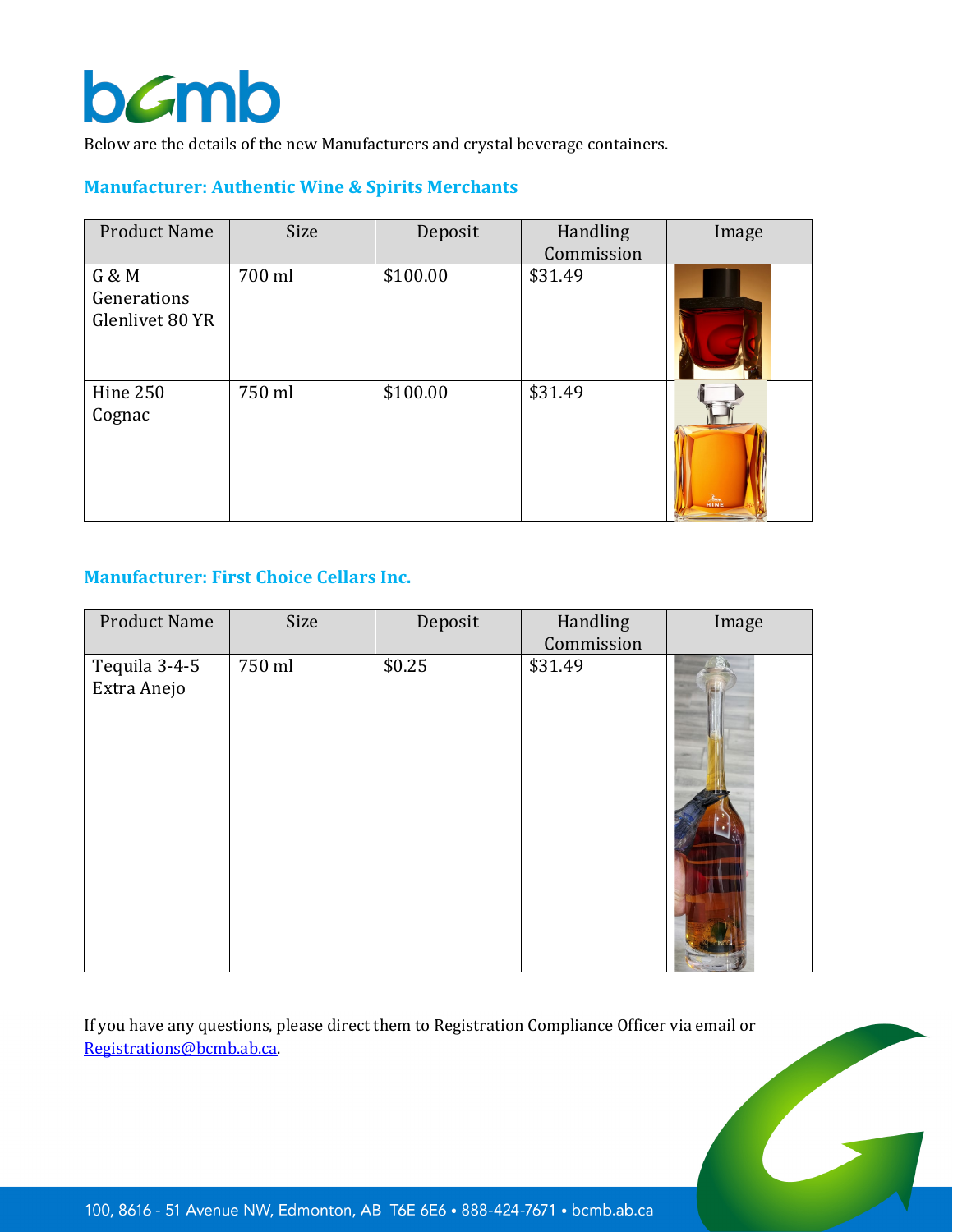Below are the details of the new Manufacturers and crystal beverage containers.

## Manufacturer: Authentic Wine & Spirits Merchants

| Product Name | Size | Deposit | Handling Commission | Image |
|---|---|---|---|---|
| G & M Generations Glenlivet 80 YR | 700 ml | $100.00 | $31.49 | |
| Hine 250 Cognac | 750 ml | $100.00 | $31.49 | |

## Manufacturer: First Choice Cellars Inc.

| Product Name | Size | Deposit | Handling Commission | Image |
|---|---|---|---|---|
| Tequila 3-4-5 Extra Anejo | 750 ml | $0.25 | $31.49 | |

If you have any questions, please direct them to Registration Compliance Officer via email or Registrations@bcmb.ab.ca.